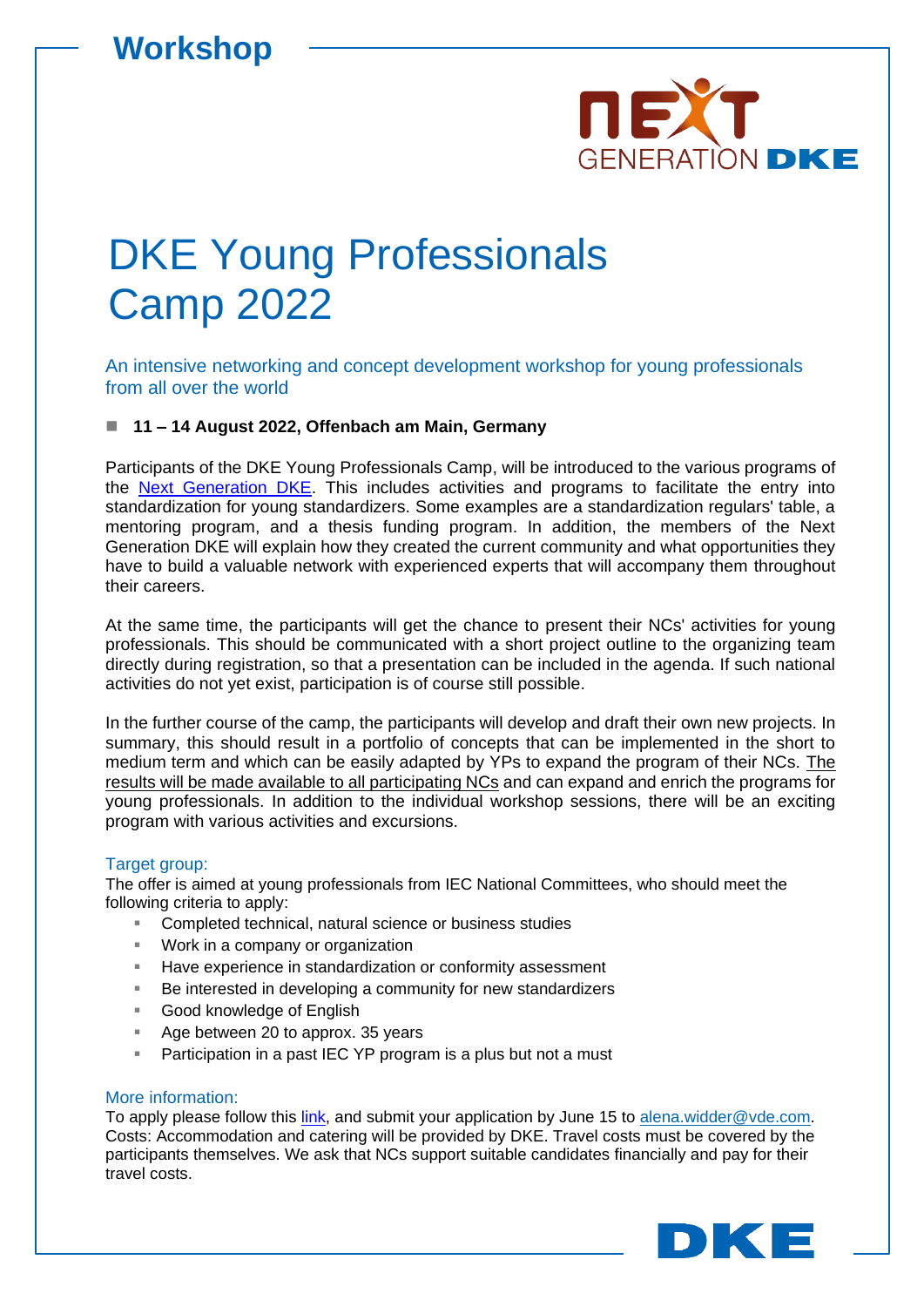# Workshop

# DKE Young Professionals Camp 2022

An intensive networking and concept development workshop for young professionals from all over the world

- **11 – 14 August 2022, Offenbach am Main, Germany**

Participants of the DKE Young Professionals Camp, will be introduced to the various programs of the Next Generation DKE. This includes activities and programs to facilitate the entry into standardization for young standardizers. Some examples are a standardization regulars' table, a mentoring program, and a thesis funding program. In addition, the members of the Next Generation DKE will explain how they created the current community and what opportunities they have to build a valuable network with experienced experts that will accompany them throughout their careers.

At the same time, the participants will get the chance to present their NCs' activities for young professionals. This should be communicated with a short project outline to the organizing team directly during registration, so that a presentation can be included in the agenda. If such national activities do not yet exist, participation is of course still possible.

In the further course of the camp, the participants will develop and draft their own new projects. In summary, this should result in a portfolio of concepts that can be implemented in the short to medium term and which can be easily adapted by YPs to expand the program of their NCs. The results will be made available to all participating NCs and can expand and enrich the programs for young professionals. In addition to the individual workshop sessions, there will be an exciting program with various activities and excursions.

## Target group:

The offer is aimed at young professionals from IEC National Committees, who should meet the following criteria to apply:

- Completed technical, natural science or business studies
- Work in a company or organization
- Have experience in standardization or conformity assessment
- Be interested in developing a community for new standardizers
- Good knowledge of English
- Age between 20 to approx. 35 years
- Participation in a past IEC YP program is a plus but not a must

## More information:

To apply please follow this link, and submit your application by June 15 to alena.widder@vde.com.
Costs: Accommodation and catering will be provided by DKE. Travel costs must be covered by the participants themselves. We ask that NCs support suitable candidates financially and pay for their travel costs.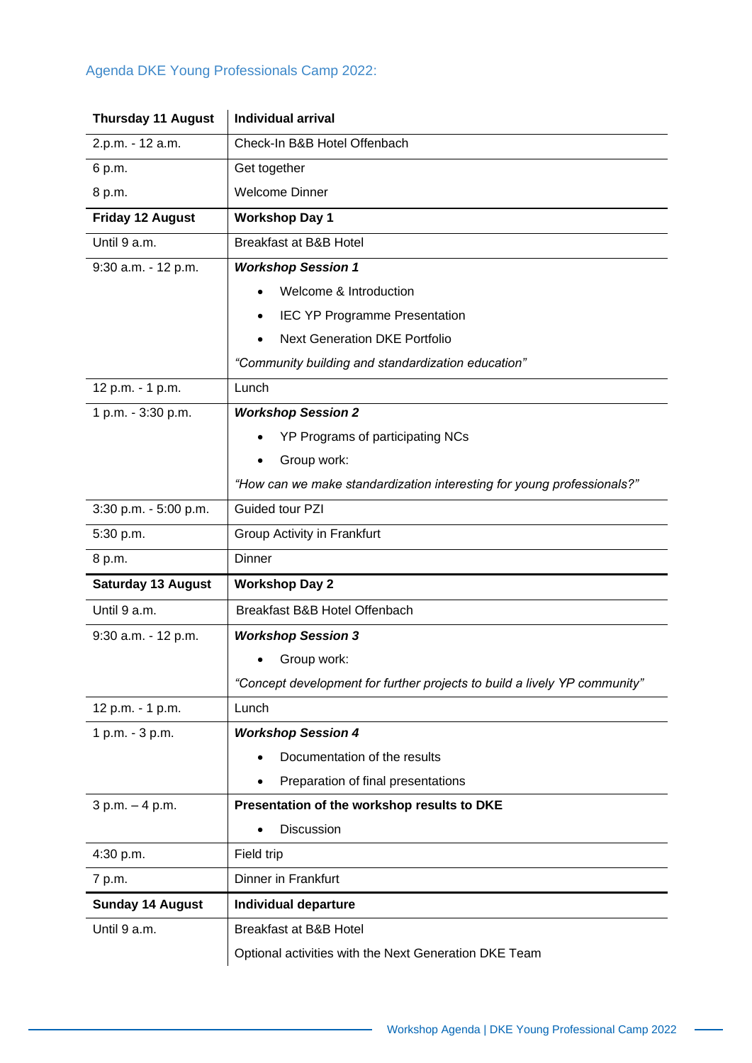## Agenda DKE Young Professionals Camp 2022:

| | |
|---|---|
| **Thursday 11 August** | **Individual arrival** |
| 2.p.m. - 12 a.m. | Check-In B&B Hotel Offenbach |
| 6 p.m. | Get together |
| 8 p.m. | Welcome Dinner |
| **Friday 12 August** | **Workshop Day 1** |
| Until 9 a.m. | Breakfast at B&B Hotel |
| 9:30 a.m. - 12 p.m. | ***Workshop Session 1*** <br> • Welcome & Introduction <br> • IEC YP Programme Presentation <br> • Next Generation DKE Portfolio <br> *"Community building and standardization education"* |
| 12 p.m. - 1 p.m. | Lunch |
| 1 p.m. - 3:30 p.m. | ***Workshop Session 2*** <br> • YP Programs of participating NCs <br> • Group work: <br> *"How can we make standardization interesting for young professionals?"* |
| 3:30 p.m. - 5:00 p.m. | Guided tour PZI |
| 5:30 p.m. | Group Activity in Frankfurt |
| 8 p.m. | Dinner |
| **Saturday 13 August** | **Workshop Day 2** |
| Until 9 a.m. | Breakfast B&B Hotel Offenbach |
| 9:30 a.m. - 12 p.m. | ***Workshop Session 3*** <br> • Group work: <br> *"Concept development for further projects to build a lively YP community"* |
| 12 p.m. - 1 p.m. | Lunch |
| 1 p.m. - 3 p.m. | ***Workshop Session 4*** <br> • Documentation of the results <br> • Preparation of final presentations |
| 3 p.m. – 4 p.m. | **Presentation of the workshop results to DKE** <br> • Discussion |
| 4:30 p.m. | Field trip |
| 7 p.m. | Dinner in Frankfurt |
| **Sunday 14 August** | **Individual departure** |
| Until 9 a.m. | Breakfast at B&B Hotel <br> Optional activities with the Next Generation DKE Team |